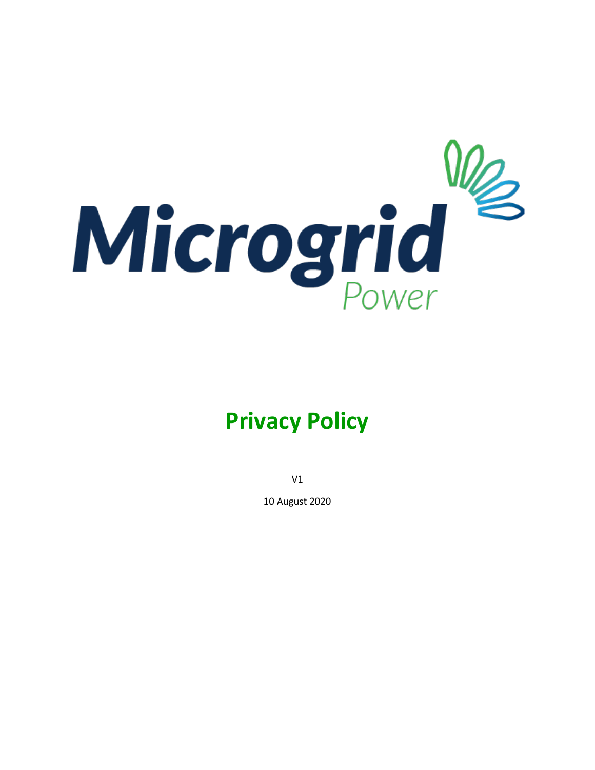Microgrid Power

# Privacy Policy

V1

10 August 2020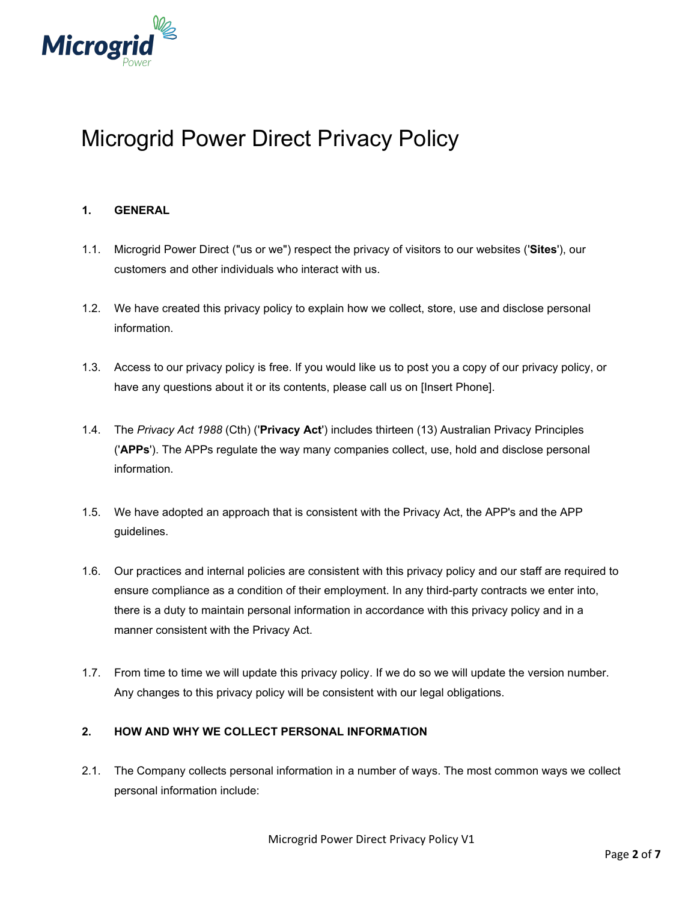# Microgrid Power Direct Privacy Policy

## 1. GENERAL

1.1. Microgrid Power Direct ("us or we") respect the privacy of visitors to our websites ('**Sites**'), our customers and other individuals who interact with us.

1.2. We have created this privacy policy to explain how we collect, store, use and disclose personal information.

1.3. Access to our privacy policy is free. If you would like us to post you a copy of our privacy policy, or have any questions about it or its contents, please call us on [Insert Phone].

1.4. The *Privacy Act 1988* (Cth) ('**Privacy Act**') includes thirteen (13) Australian Privacy Principles ('**APPs**'). The APPs regulate the way many companies collect, use, hold and disclose personal information.

1.5. We have adopted an approach that is consistent with the Privacy Act, the APP's and the APP guidelines.

1.6. Our practices and internal policies are consistent with this privacy policy and our staff are required to ensure compliance as a condition of their employment. In any third-party contracts we enter into, there is a duty to maintain personal information in accordance with this privacy policy and in a manner consistent with the Privacy Act.

1.7. From time to time we will update this privacy policy. If we do so we will update the version number. Any changes to this privacy policy will be consistent with our legal obligations.

## 2. HOW AND WHY WE COLLECT PERSONAL INFORMATION

2.1. The Company collects personal information in a number of ways. The most common ways we collect personal information include: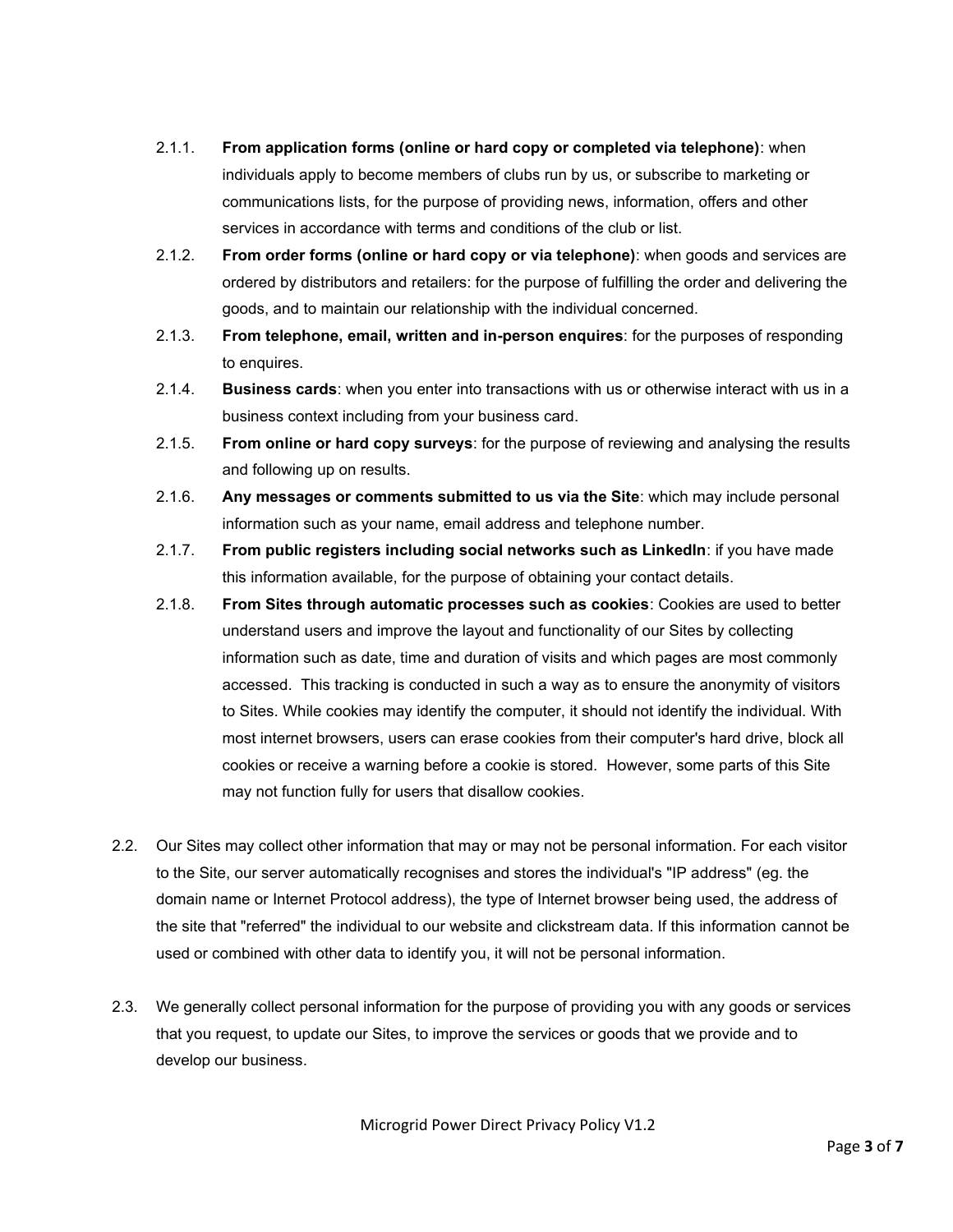2.1.1. **From application forms (online or hard copy or completed via telephone)**: when individuals apply to become members of clubs run by us, or subscribe to marketing or communications lists, for the purpose of providing news, information, offers and other services in accordance with terms and conditions of the club or list.

2.1.2. **From order forms (online or hard copy or via telephone)**: when goods and services are ordered by distributors and retailers: for the purpose of fulfilling the order and delivering the goods, and to maintain our relationship with the individual concerned.

2.1.3. **From telephone, email, written and in-person enquires**: for the purposes of responding to enquires.

2.1.4. **Business cards**: when you enter into transactions with us or otherwise interact with us in a business context including from your business card.

2.1.5. **From online or hard copy surveys**: for the purpose of reviewing and analysing the results and following up on results.

2.1.6. **Any messages or comments submitted to us via the Site**: which may include personal information such as your name, email address and telephone number.

2.1.7. **From public registers including social networks such as LinkedIn**: if you have made this information available, for the purpose of obtaining your contact details.

2.1.8. **From Sites through automatic processes such as cookies**: Cookies are used to better understand users and improve the layout and functionality of our Sites by collecting information such as date, time and duration of visits and which pages are most commonly accessed. This tracking is conducted in such a way as to ensure the anonymity of visitors to Sites. While cookies may identify the computer, it should not identify the individual. With most internet browsers, users can erase cookies from their computer's hard drive, block all cookies or receive a warning before a cookie is stored. However, some parts of this Site may not function fully for users that disallow cookies.

2.2. Our Sites may collect other information that may or may not be personal information. For each visitor to the Site, our server automatically recognises and stores the individual's "IP address" (eg. the domain name or Internet Protocol address), the type of Internet browser being used, the address of the site that "referred" the individual to our website and clickstream data. If this information cannot be used or combined with other data to identify you, it will not be personal information.

2.3. We generally collect personal information for the purpose of providing you with any goods or services that you request, to update our Sites, to improve the services or goods that we provide and to develop our business.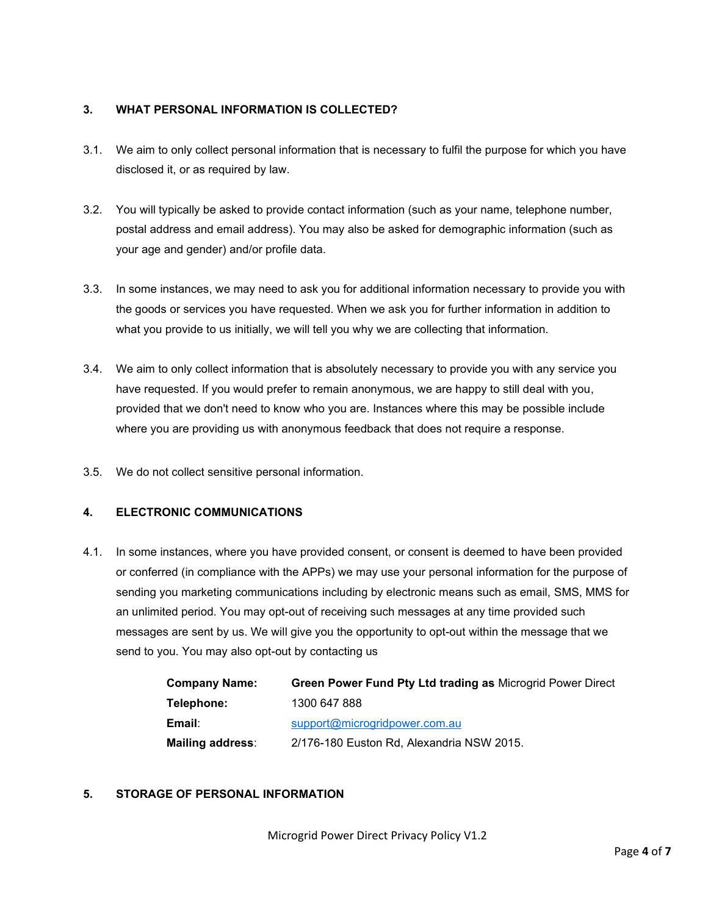## 3. WHAT PERSONAL INFORMATION IS COLLECTED?

3.1. We aim to only collect personal information that is necessary to fulfil the purpose for which you have disclosed it, or as required by law.

3.2. You will typically be asked to provide contact information (such as your name, telephone number, postal address and email address). You may also be asked for demographic information (such as your age and gender) and/or profile data.

3.3. In some instances, we may need to ask you for additional information necessary to provide you with the goods or services you have requested. When we ask you for further information in addition to what you provide to us initially, we will tell you why we are collecting that information.

3.4. We aim to only collect information that is absolutely necessary to provide you with any service you have requested. If you would prefer to remain anonymous, we are happy to still deal with you, provided that we don't need to know who you are. Instances where this may be possible include where you are providing us with anonymous feedback that does not require a response.

3.5. We do not collect sensitive personal information.

## 4. ELECTRONIC COMMUNICATIONS

4.1. In some instances, where you have provided consent, or consent is deemed to have been provided or conferred (in compliance with the APPs) we may use your personal information for the purpose of sending you marketing communications including by electronic means such as email, SMS, MMS for an unlimited period. You may opt-out of receiving such messages at any time provided such messages are sent by us. We will give you the opportunity to opt-out within the message that we send to you. You may also opt-out by contacting us

| | |
|---|---|
| **Company Name:** | **Green Power Fund Pty Ltd trading as** Microgrid Power Direct |
| **Telephone:** | 1300 647 888 |
| **Email**: | support@microgridpower.com.au |
| **Mailing address**: | 2/176-180 Euston Rd, Alexandria NSW 2015. |

## 5. STORAGE OF PERSONAL INFORMATION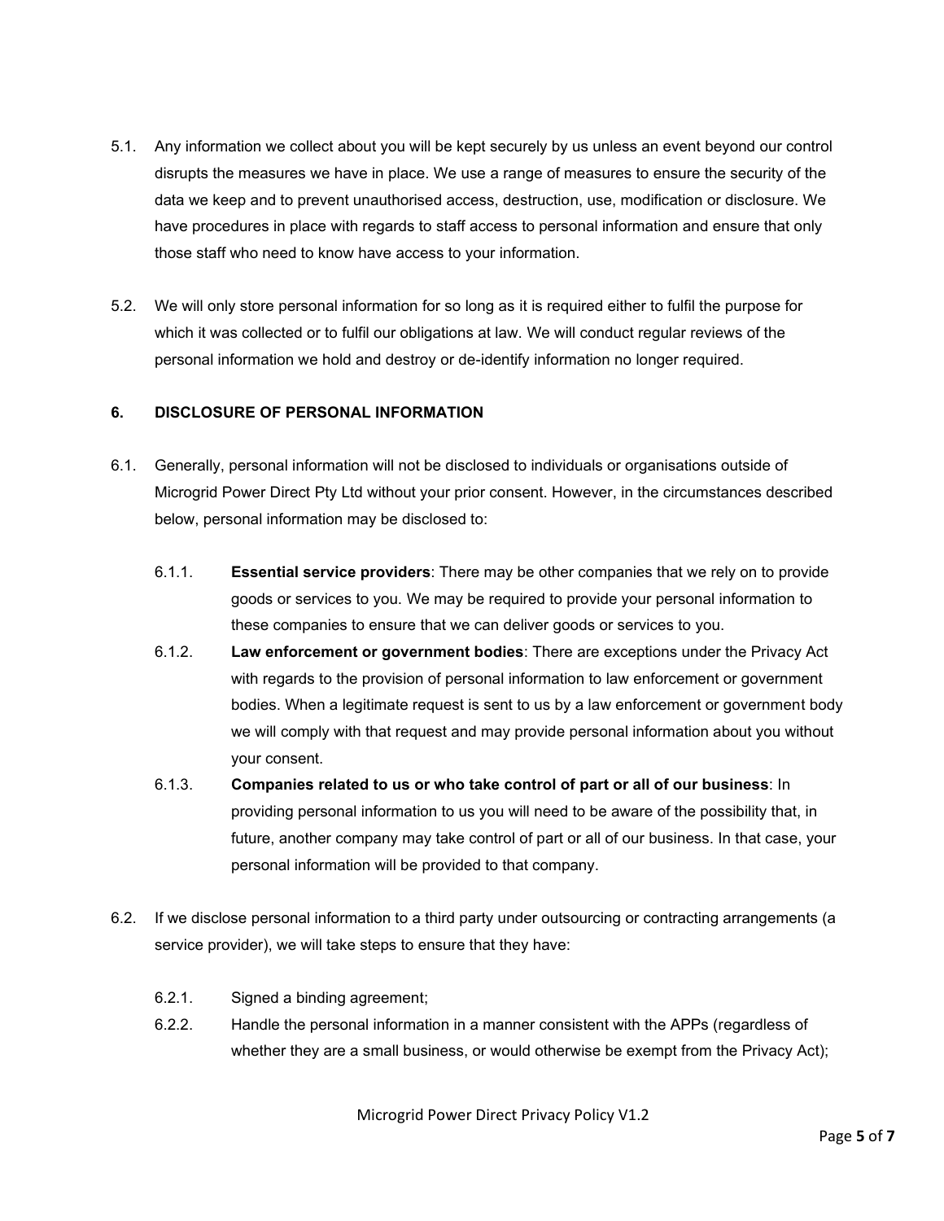5.1. Any information we collect about you will be kept securely by us unless an event beyond our control disrupts the measures we have in place. We use a range of measures to ensure the security of the data we keep and to prevent unauthorised access, destruction, use, modification or disclosure. We have procedures in place with regards to staff access to personal information and ensure that only those staff who need to know have access to your information.

5.2. We will only store personal information for so long as it is required either to fulfil the purpose for which it was collected or to fulfil our obligations at law. We will conduct regular reviews of the personal information we hold and destroy or de-identify information no longer required.

## 6. DISCLOSURE OF PERSONAL INFORMATION

6.1. Generally, personal information will not be disclosed to individuals or organisations outside of Microgrid Power Direct Pty Ltd without your prior consent. However, in the circumstances described below, personal information may be disclosed to:

- 6.1.1. **Essential service providers**: There may be other companies that we rely on to provide goods or services to you. We may be required to provide your personal information to these companies to ensure that we can deliver goods or services to you.
- 6.1.2. **Law enforcement or government bodies**: There are exceptions under the Privacy Act with regards to the provision of personal information to law enforcement or government bodies. When a legitimate request is sent to us by a law enforcement or government body we will comply with that request and may provide personal information about you without your consent.
- 6.1.3. **Companies related to us or who take control of part or all of our business**: In providing personal information to us you will need to be aware of the possibility that, in future, another company may take control of part or all of our business. In that case, your personal information will be provided to that company.

6.2. If we disclose personal information to a third party under outsourcing or contracting arrangements (a service provider), we will take steps to ensure that they have:

- 6.2.1. Signed a binding agreement;
- 6.2.2. Handle the personal information in a manner consistent with the APPs (regardless of whether they are a small business, or would otherwise be exempt from the Privacy Act);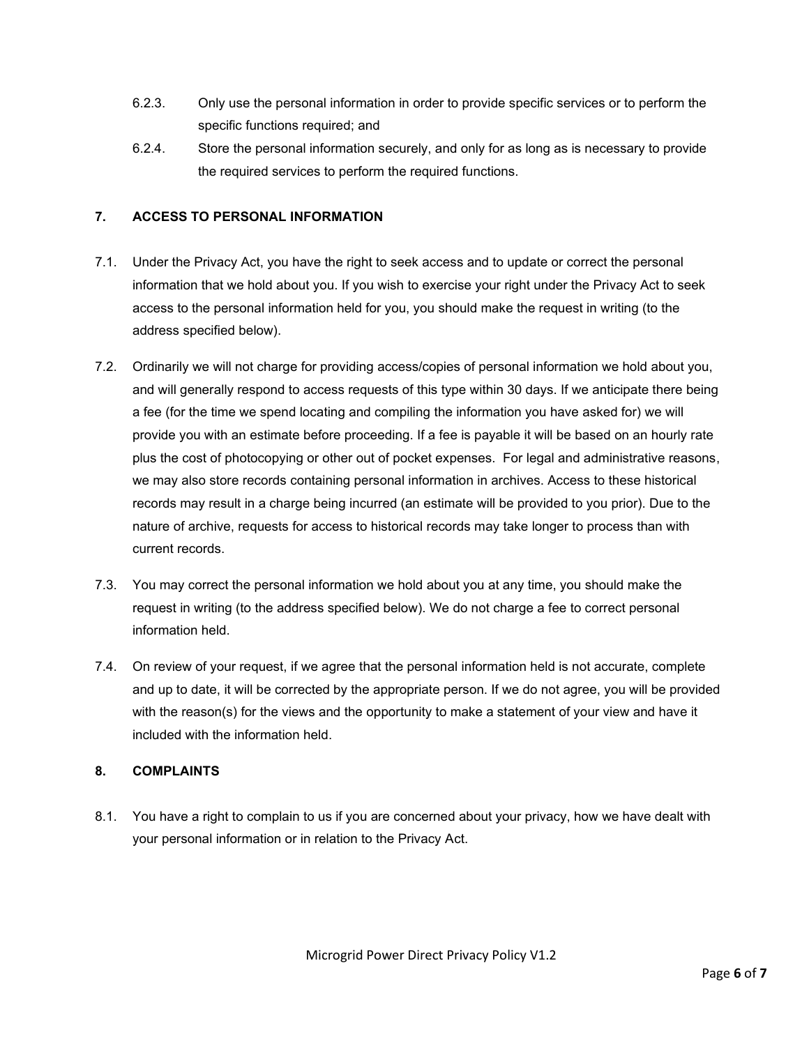6.2.3. Only use the personal information in order to provide specific services or to perform the specific functions required; and

6.2.4. Store the personal information securely, and only for as long as is necessary to provide the required services to perform the required functions.

## 7. ACCESS TO PERSONAL INFORMATION

7.1. Under the Privacy Act, you have the right to seek access and to update or correct the personal information that we hold about you. If you wish to exercise your right under the Privacy Act to seek access to the personal information held for you, you should make the request in writing (to the address specified below).

7.2. Ordinarily we will not charge for providing access/copies of personal information we hold about you, and will generally respond to access requests of this type within 30 days. If we anticipate there being a fee (for the time we spend locating and compiling the information you have asked for) we will provide you with an estimate before proceeding. If a fee is payable it will be based on an hourly rate plus the cost of photocopying or other out of pocket expenses. For legal and administrative reasons, we may also store records containing personal information in archives. Access to these historical records may result in a charge being incurred (an estimate will be provided to you prior). Due to the nature of archive, requests for access to historical records may take longer to process than with current records.

7.3. You may correct the personal information we hold about you at any time, you should make the request in writing (to the address specified below). We do not charge a fee to correct personal information held.

7.4. On review of your request, if we agree that the personal information held is not accurate, complete and up to date, it will be corrected by the appropriate person. If we do not agree, you will be provided with the reason(s) for the views and the opportunity to make a statement of your view and have it included with the information held.

## 8. COMPLAINTS

8.1. You have a right to complain to us if you are concerned about your privacy, how we have dealt with your personal information or in relation to the Privacy Act.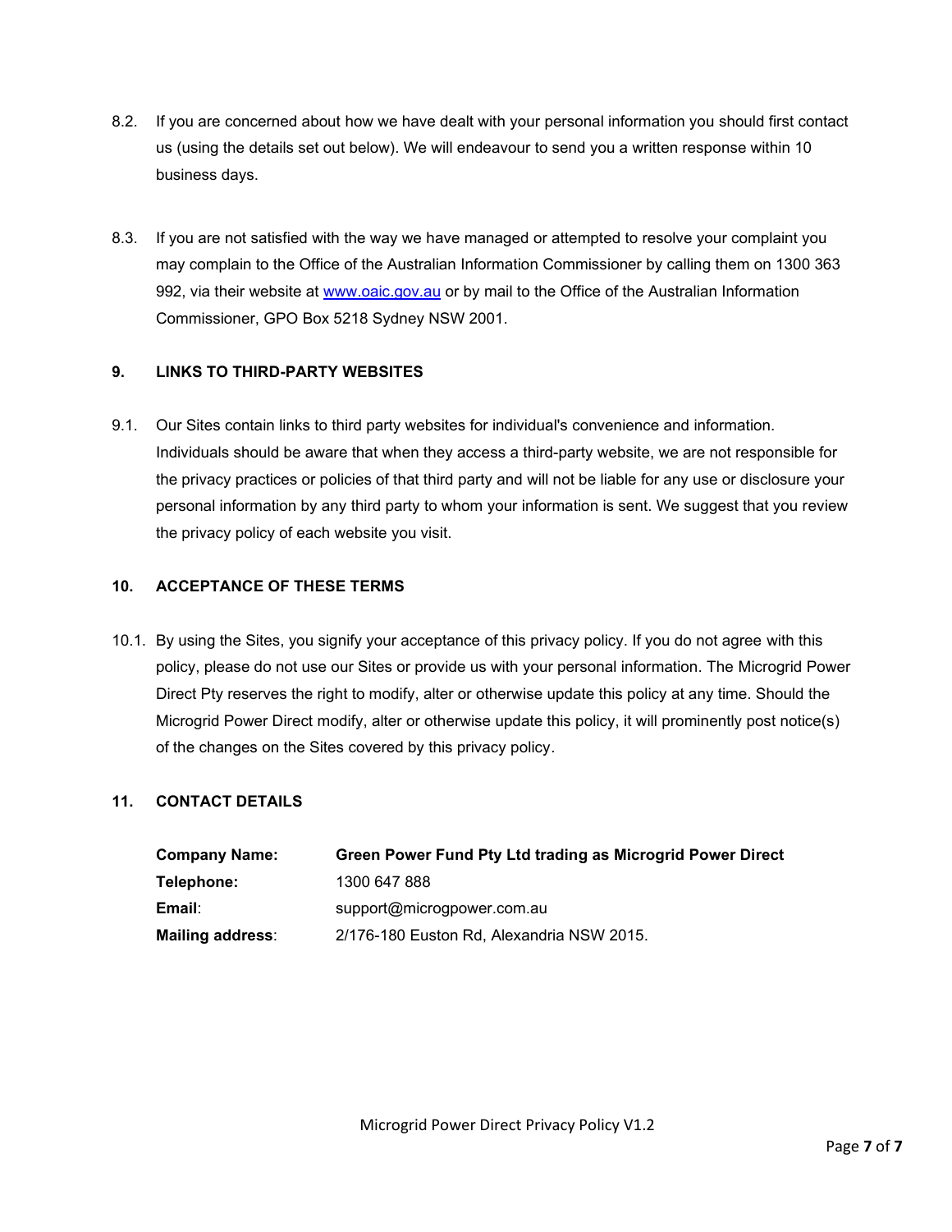8.2. If you are concerned about how we have dealt with your personal information you should first contact us (using the details set out below). We will endeavour to send you a written response within 10 business days.

8.3. If you are not satisfied with the way we have managed or attempted to resolve your complaint you may complain to the Office of the Australian Information Commissioner by calling them on 1300 363 992, via their website at [www.oaic.gov.au](http://www.oaic.gov.au) or by mail to the Office of the Australian Information Commissioner, GPO Box 5218 Sydney NSW 2001.

## 9. LINKS TO THIRD-PARTY WEBSITES

9.1. Our Sites contain links to third party websites for individual's convenience and information. Individuals should be aware that when they access a third-party website, we are not responsible for the privacy practices or policies of that third party and will not be liable for any use or disclosure your personal information by any third party to whom your information is sent. We suggest that you review the privacy policy of each website you visit.

## 10. ACCEPTANCE OF THESE TERMS

10.1. By using the Sites, you signify your acceptance of this privacy policy. If you do not agree with this policy, please do not use our Sites or provide us with your personal information. The Microgrid Power Direct Pty reserves the right to modify, alter or otherwise update this policy at any time. Should the Microgrid Power Direct modify, alter or otherwise update this policy, it will prominently post notice(s) of the changes on the Sites covered by this privacy policy.

## 11. CONTACT DETAILS

| | |
|---|---|
| **Company Name:** | **Green Power Fund Pty Ltd trading as Microgrid Power Direct** |
| **Telephone:** | 1300 647 888 |
| **Email**: | support@microgpower.com.au |
| **Mailing address**: | 2/176-180 Euston Rd, Alexandria NSW 2015. |

Microgrid Power Direct Privacy Policy V1.2